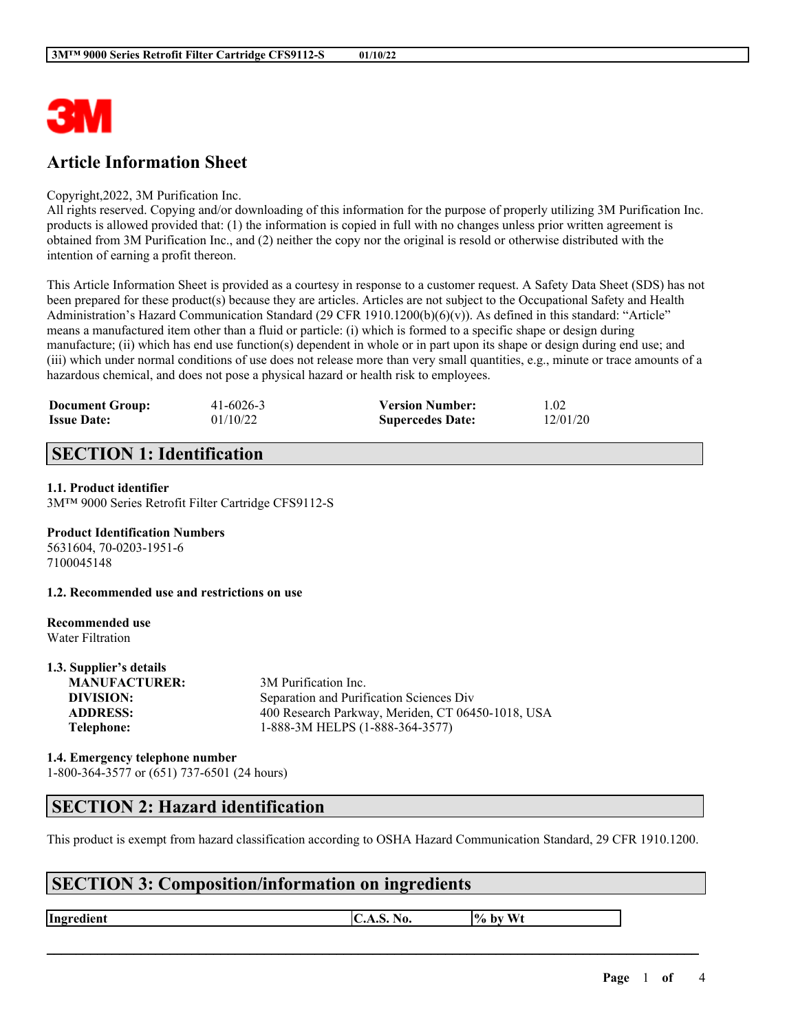# Article Information Sheet

Copyright,2022, 3M Purification Inc.
All rights reserved. Copying and/or downloading of this information for the purpose of properly utilizing 3M Purification Inc. products is allowed provided that: (1) the information is copied in full with no changes unless prior written agreement is obtained from 3M Purification Inc., and (2) neither the copy nor the original is resold or otherwise distributed with the intention of earning a profit thereon.

This Article Information Sheet is provided as a courtesy in response to a customer request. A Safety Data Sheet (SDS) has not been prepared for these product(s) because they are articles. Articles are not subject to the Occupational Safety and Health Administration's Hazard Communication Standard (29 CFR 1910.1200(b)(6)(v)). As defined in this standard: "Article" means a manufactured item other than a fluid or particle: (i) which is formed to a specific shape or design during manufacture; (ii) which has end use function(s) dependent in whole or in part upon its shape or design during end use; and (iii) which under normal conditions of use does not release more than very small quantities, e.g., minute or trace amounts of a hazardous chemical, and does not pose a physical hazard or health risk to employees.

| | | | |
|---|---|---|---|
| **Document Group:** | 41-6026-3 | **Version Number:** | 1.02 |
| **Issue Date:** | 01/10/22 | **Supercedes Date:** | 12/01/20 |

## SECTION 1: Identification

**1.1. Product identifier**
3M™ 9000 Series Retrofit Filter Cartridge CFS9112-S

**Product Identification Numbers**
5631604, 70-0203-1951-6
7100045148

**1.2. Recommended use and restrictions on use**

**Recommended use**
Water Filtration

**1.3. Supplier's details**

| | |
|---|---|
| **MANUFACTURER:** | 3M Purification Inc. |
| **DIVISION:** | Separation and Purification Sciences Div |
| **ADDRESS:** | 400 Research Parkway, Meriden, CT 06450-1018, USA |
| **Telephone:** | 1-888-3M HELPS (1-888-364-3577) |

**1.4. Emergency telephone number**
1-800-364-3577 or (651) 737-6501 (24 hours)

## SECTION 2: Hazard identification

This product is exempt from hazard classification according to OSHA Hazard Communication Standard, 29 CFR 1910.1200.

## SECTION 3: Composition/information on ingredients

| Ingredient | C.A.S. No. | % by Wt |
|---|---|---|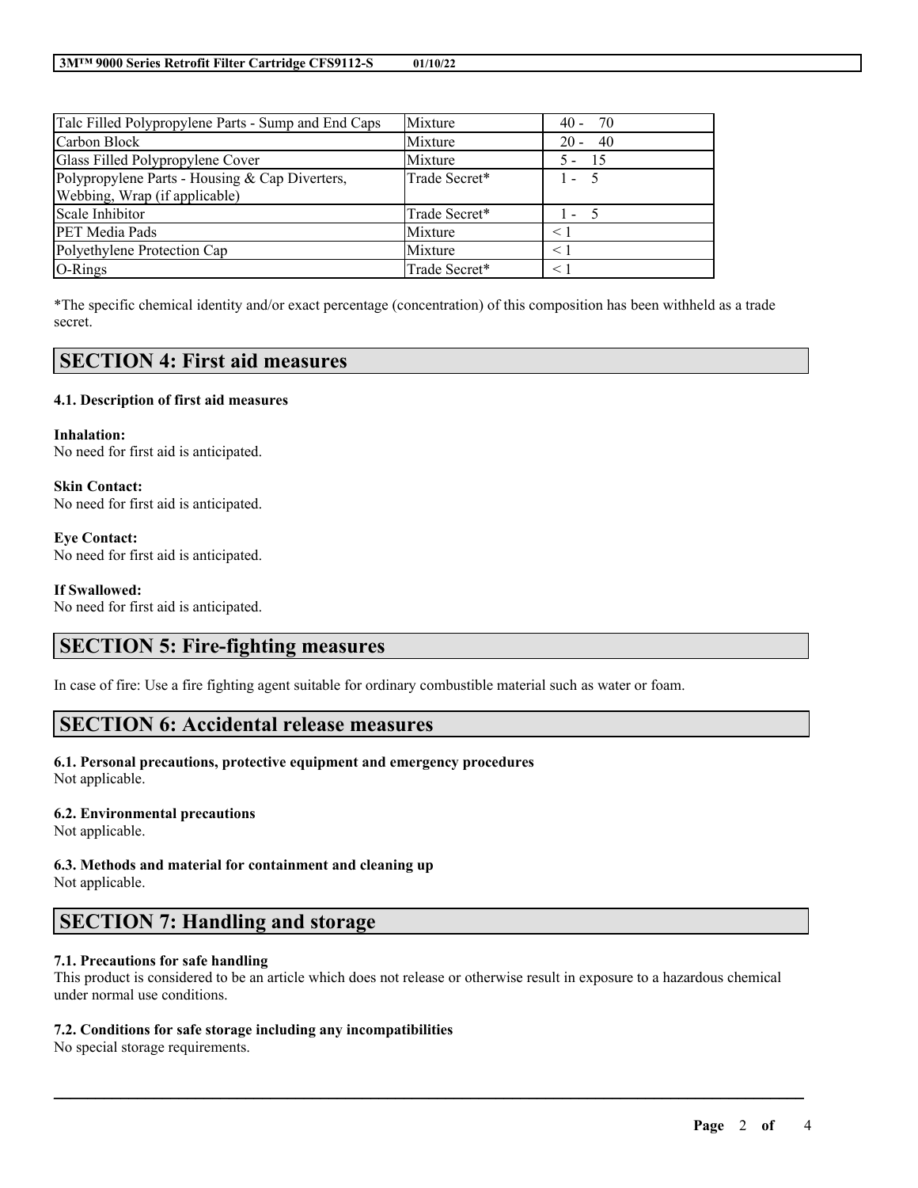| Talc Filled Polypropylene Parts - Sump and End Caps | Mixture | 40 - 70 |
|---|---|---|
| Carbon Block | Mixture | 20 - 40 |
| Glass Filled Polypropylene Cover | Mixture | 5 - 15 |
| Polypropylene Parts - Housing & Cap Diverters, Webbing, Wrap (if applicable) | Trade Secret* | 1 - 5 |
| Scale Inhibitor | Trade Secret* | 1 - 5 |
| PET Media Pads | Mixture | < 1 |
| Polyethylene Protection Cap | Mixture | < 1 |
| O-Rings | Trade Secret* | < 1 |

*The specific chemical identity and/or exact percentage (concentration) of this composition has been withheld as a trade secret.

## SECTION 4: First aid measures

### 4.1. Description of first aid measures

**Inhalation:**
No need for first aid is anticipated.

**Skin Contact:**
No need for first aid is anticipated.

**Eye Contact:**
No need for first aid is anticipated.

**If Swallowed:**
No need for first aid is anticipated.

## SECTION 5: Fire-fighting measures

In case of fire: Use a fire fighting agent suitable for ordinary combustible material such as water or foam.

## SECTION 6: Accidental release measures

### 6.1. Personal precautions, protective equipment and emergency procedures
Not applicable.

### 6.2. Environmental precautions
Not applicable.

### 6.3. Methods and material for containment and cleaning up
Not applicable.

## SECTION 7: Handling and storage

### 7.1. Precautions for safe handling
This product is considered to be an article which does not release or otherwise result in exposure to a hazardous chemical under normal use conditions.

### 7.2. Conditions for safe storage including any incompatibilities
No special storage requirements.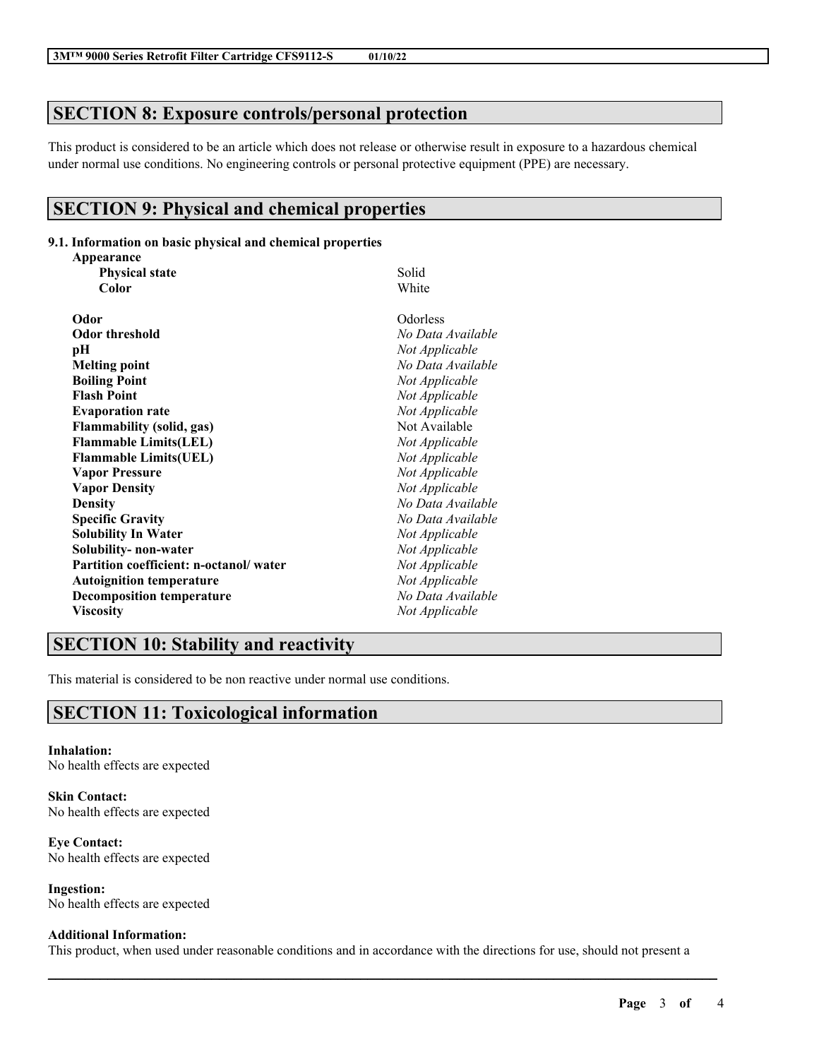## SECTION 8: Exposure controls/personal protection

This product is considered to be an article which does not release or otherwise result in exposure to a hazardous chemical under normal use conditions. No engineering controls or personal protective equipment (PPE) are necessary.

## SECTION 9: Physical and chemical properties

**9.1. Information on basic physical and chemical properties**

| | |
|---|---|
| **Appearance** | |
| **Physical state** | Solid |
| **Color** | White |
| **Odor** | Odorless |
| **Odor threshold** | *No Data Available* |
| **pH** | *Not Applicable* |
| **Melting point** | *No Data Available* |
| **Boiling Point** | *Not Applicable* |
| **Flash Point** | *Not Applicable* |
| **Evaporation rate** | *Not Applicable* |
| **Flammability (solid, gas)** | Not Available |
| **Flammable Limits(LEL)** | *Not Applicable* |
| **Flammable Limits(UEL)** | *Not Applicable* |
| **Vapor Pressure** | *Not Applicable* |
| **Vapor Density** | *Not Applicable* |
| **Density** | *No Data Available* |
| **Specific Gravity** | *No Data Available* |
| **Solubility In Water** | *Not Applicable* |
| **Solubility- non-water** | *Not Applicable* |
| **Partition coefficient: n-octanol/ water** | *Not Applicable* |
| **Autoignition temperature** | *Not Applicable* |
| **Decomposition temperature** | *No Data Available* |
| **Viscosity** | *Not Applicable* |

## SECTION 10: Stability and reactivity

This material is considered to be non reactive under normal use conditions.

## SECTION 11: Toxicological information

**Inhalation:**
No health effects are expected

**Skin Contact:**
No health effects are expected

**Eye Contact:**
No health effects are expected

**Ingestion:**
No health effects are expected

**Additional Information:**
This product, when used under reasonable conditions and in accordance with the directions for use, should not present a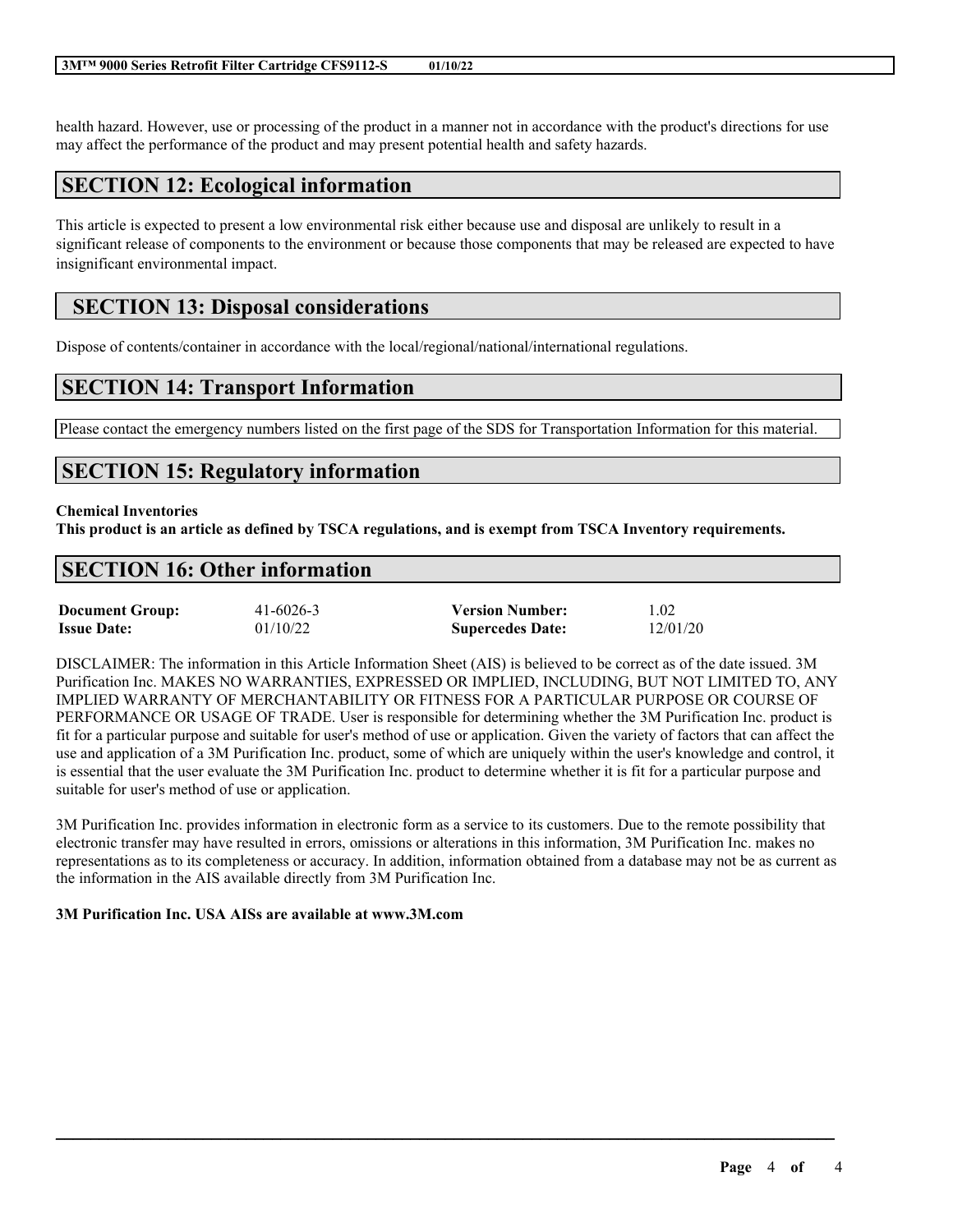health hazard. However, use or processing of the product in a manner not in accordance with the product's directions for use may affect the performance of the product and may present potential health and safety hazards.

## SECTION 12: Ecological information

This article is expected to present a low environmental risk either because use and disposal are unlikely to result in a significant release of components to the environment or because those components that may be released are expected to have insignificant environmental impact.

## SECTION 13: Disposal considerations

Dispose of contents/container in accordance with the local/regional/national/international regulations.

## SECTION 14: Transport Information

Please contact the emergency numbers listed on the first page of the SDS for Transportation Information for this material.

## SECTION 15: Regulatory information

**Chemical Inventories**
**This product is an article as defined by TSCA regulations, and is exempt from TSCA Inventory requirements.**

## SECTION 16: Other information

| | | | |
|---|---|---|---|
| **Document Group:** | 41-6026-3 | **Version Number:** | 1.02 |
| **Issue Date:** | 01/10/22 | **Supercedes Date:** | 12/01/20 |

DISCLAIMER: The information in this Article Information Sheet (AIS) is believed to be correct as of the date issued. 3M Purification Inc. MAKES NO WARRANTIES, EXPRESSED OR IMPLIED, INCLUDING, BUT NOT LIMITED TO, ANY IMPLIED WARRANTY OF MERCHANTABILITY OR FITNESS FOR A PARTICULAR PURPOSE OR COURSE OF PERFORMANCE OR USAGE OF TRADE. User is responsible for determining whether the 3M Purification Inc. product is fit for a particular purpose and suitable for user's method of use or application. Given the variety of factors that can affect the use and application of a 3M Purification Inc. product, some of which are uniquely within the user's knowledge and control, it is essential that the user evaluate the 3M Purification Inc. product to determine whether it is fit for a particular purpose and suitable for user's method of use or application.

3M Purification Inc. provides information in electronic form as a service to its customers. Due to the remote possibility that electronic transfer may have resulted in errors, omissions or alterations in this information, 3M Purification Inc. makes no representations as to its completeness or accuracy. In addition, information obtained from a database may not be as current as the information in the AIS available directly from 3M Purification Inc.

**3M Purification Inc. USA AISs are available at www.3M.com**